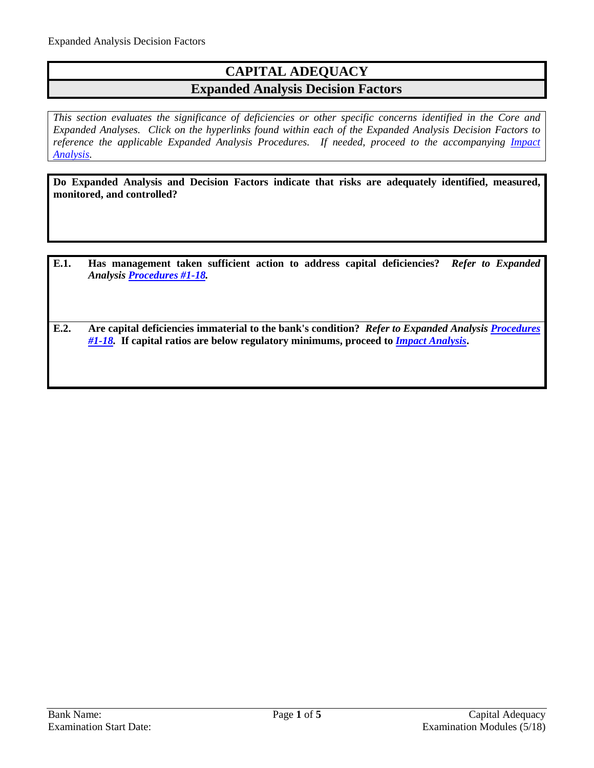# CAPITAL ADEQUACY

## Expanded Analysis Decision Factors

*This section evaluates the significance of deficiencies or other specific concerns identified in the Core and Expanded Analyses. Click on the hyperlinks found within each of the Expanded Analysis Decision Factors to reference the applicable Expanded Analysis Procedures. If needed, proceed to the accompanying Impact Analysis.*

**Do Expanded Analysis and Decision Factors indicate that risks are adequately identified, measured, monitored, and controlled?**

**E.1. Has management taken sufficient action to address capital deficiencies?** ***Refer to Expanded Analysis Procedures #1-18.***

**E.2. Are capital deficiencies immaterial to the bank's condition?** ***Refer to Expanded Analysis Procedures #1-18.*** **If capital ratios are below regulatory minimums, proceed to *Impact Analysis*.**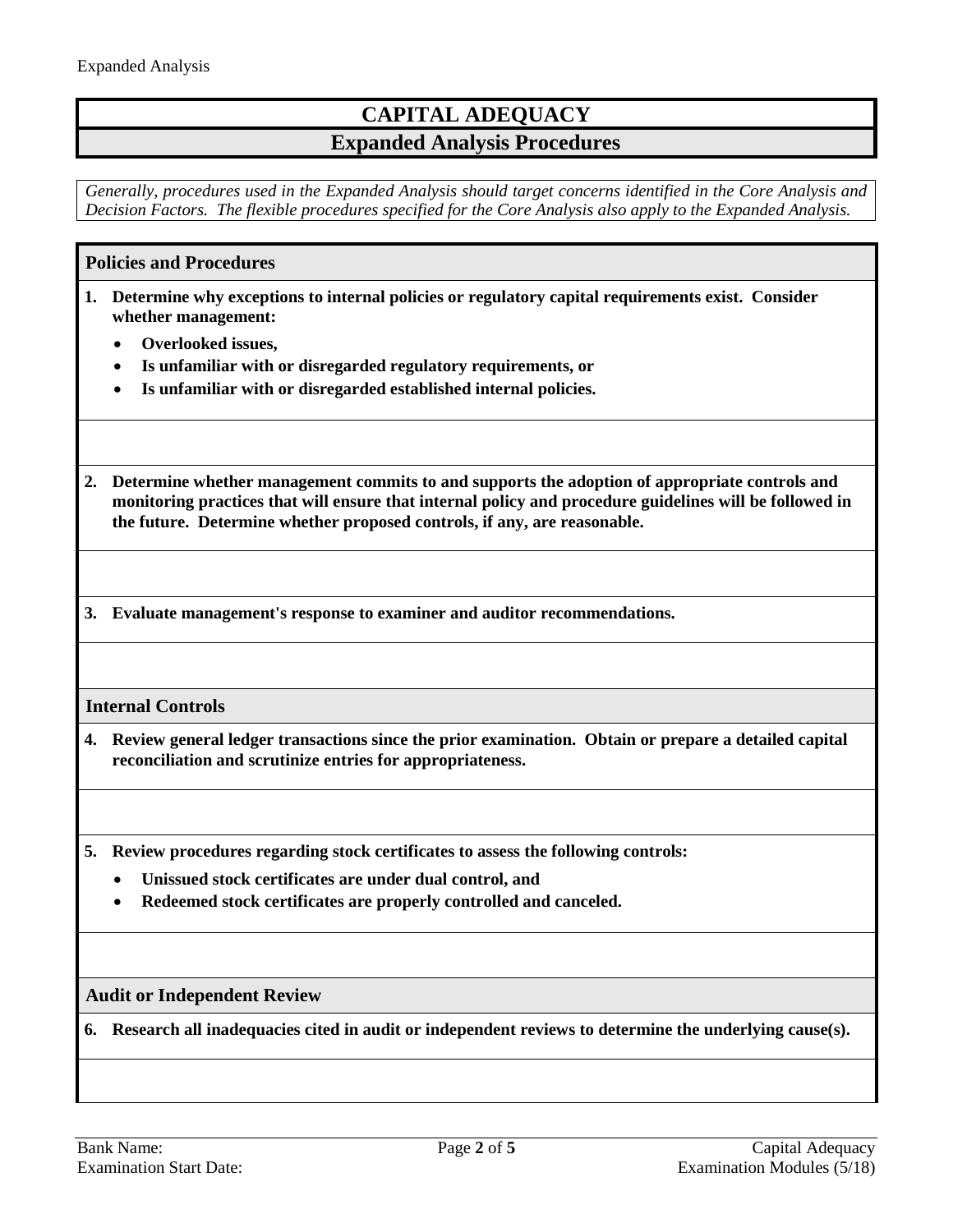# CAPITAL ADEQUACY

## Expanded Analysis Procedures

*Generally, procedures used in the Expanded Analysis should target concerns identified in the Core Analysis and Decision Factors. The flexible procedures specified for the Core Analysis also apply to the Expanded Analysis.*

### Policies and Procedures

**1. Determine why exceptions to internal policies or regulatory capital requirements exist. Consider whether management:**

- **Overlooked issues,**
- **Is unfamiliar with or disregarded regulatory requirements, or**
- **Is unfamiliar with or disregarded established internal policies.**

**2. Determine whether management commits to and supports the adoption of appropriate controls and monitoring practices that will ensure that internal policy and procedure guidelines will be followed in the future. Determine whether proposed controls, if any, are reasonable.**

**3. Evaluate management's response to examiner and auditor recommendations.**

### Internal Controls

**4. Review general ledger transactions since the prior examination. Obtain or prepare a detailed capital reconciliation and scrutinize entries for appropriateness.**

**5. Review procedures regarding stock certificates to assess the following controls:**

- **Unissued stock certificates are under dual control, and**
- **Redeemed stock certificates are properly controlled and canceled.**

### Audit or Independent Review

**6. Research all inadequacies cited in audit or independent reviews to determine the underlying cause(s).**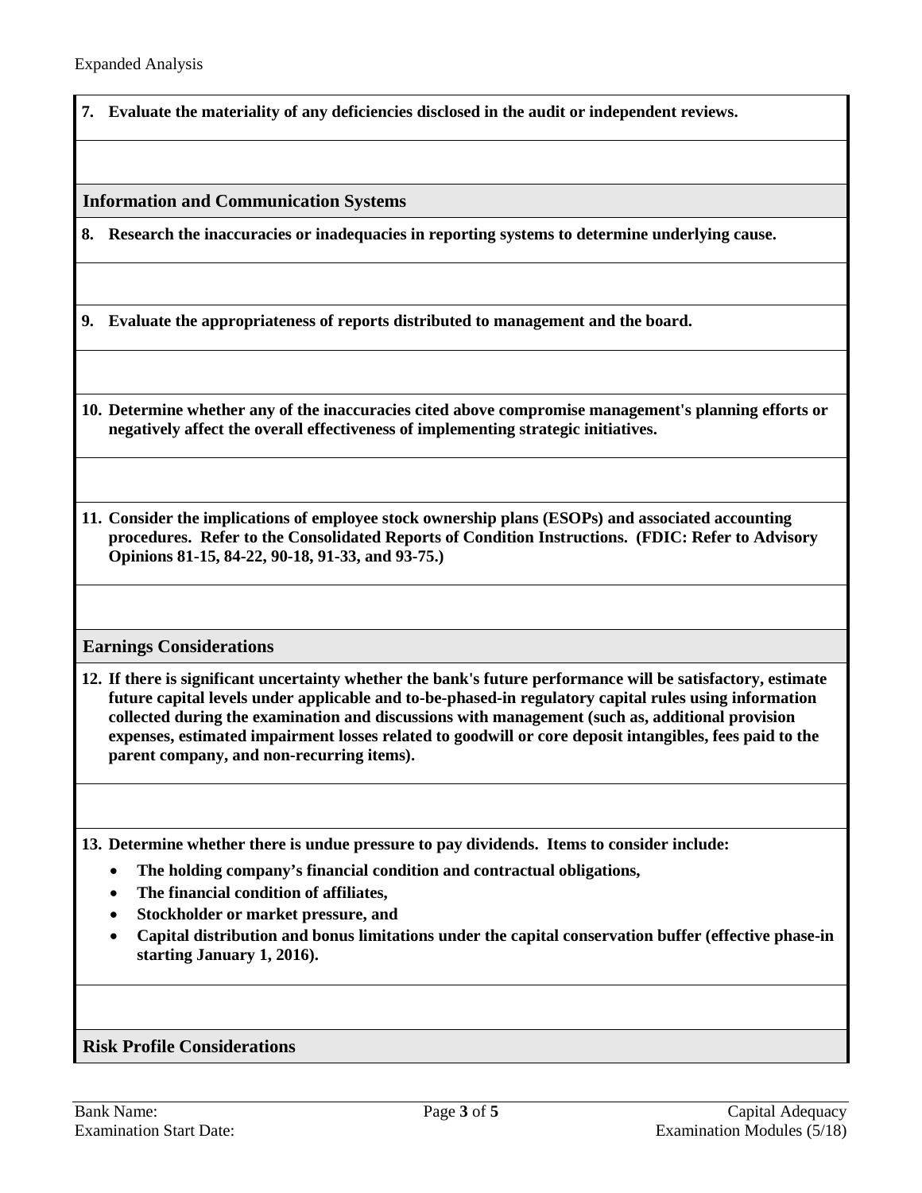**7. Evaluate the materiality of any deficiencies disclosed in the audit or independent reviews.**

## Information and Communication Systems

**8. Research the inaccuracies or inadequacies in reporting systems to determine underlying cause.**

**9. Evaluate the appropriateness of reports distributed to management and the board.**

**10. Determine whether any of the inaccuracies cited above compromise management's planning efforts or negatively affect the overall effectiveness of implementing strategic initiatives.**

**11. Consider the implications of employee stock ownership plans (ESOPs) and associated accounting procedures. Refer to the Consolidated Reports of Condition Instructions. (FDIC: Refer to Advisory Opinions 81-15, 84-22, 90-18, 91-33, and 93-75.)**

## Earnings Considerations

**12. If there is significant uncertainty whether the bank's future performance will be satisfactory, estimate future capital levels under applicable and to-be-phased-in regulatory capital rules using information collected during the examination and discussions with management (such as, additional provision expenses, estimated impairment losses related to goodwill or core deposit intangibles, fees paid to the parent company, and non-recurring items).**

**13. Determine whether there is undue pressure to pay dividends. Items to consider include:**

- **The holding company's financial condition and contractual obligations,**
- **The financial condition of affiliates,**
- **Stockholder or market pressure, and**
- **Capital distribution and bonus limitations under the capital conservation buffer (effective phase-in starting January 1, 2016).**

## Risk Profile Considerations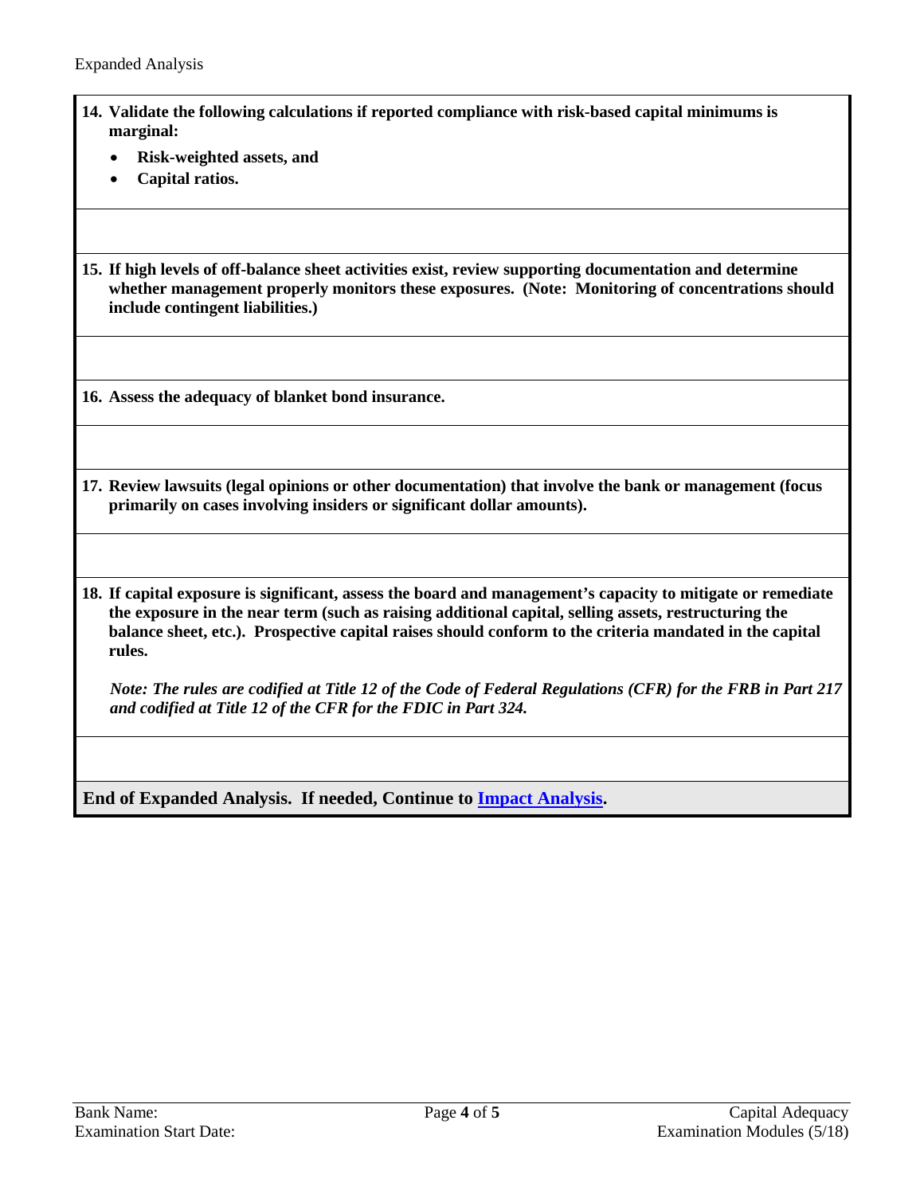**14. Validate the following calculations if reported compliance with risk-based capital minimums is marginal:**

- **Risk-weighted assets, and**
- **Capital ratios.**

**15. If high levels of off-balance sheet activities exist, review supporting documentation and determine whether management properly monitors these exposures. (Note: Monitoring of concentrations should include contingent liabilities.)**

**16. Assess the adequacy of blanket bond insurance.**

**17. Review lawsuits (legal opinions or other documentation) that involve the bank or management (focus primarily on cases involving insiders or significant dollar amounts).**

**18. If capital exposure is significant, assess the board and management's capacity to mitigate or remediate the exposure in the near term (such as raising additional capital, selling assets, restructuring the balance sheet, etc.). Prospective capital raises should conform to the criteria mandated in the capital rules.**

***Note: The rules are codified at Title 12 of the Code of Federal Regulations (CFR) for the FRB in Part 217 and codified at Title 12 of the CFR for the FDIC in Part 324.***

**End of Expanded Analysis. If needed, Continue to Impact Analysis.**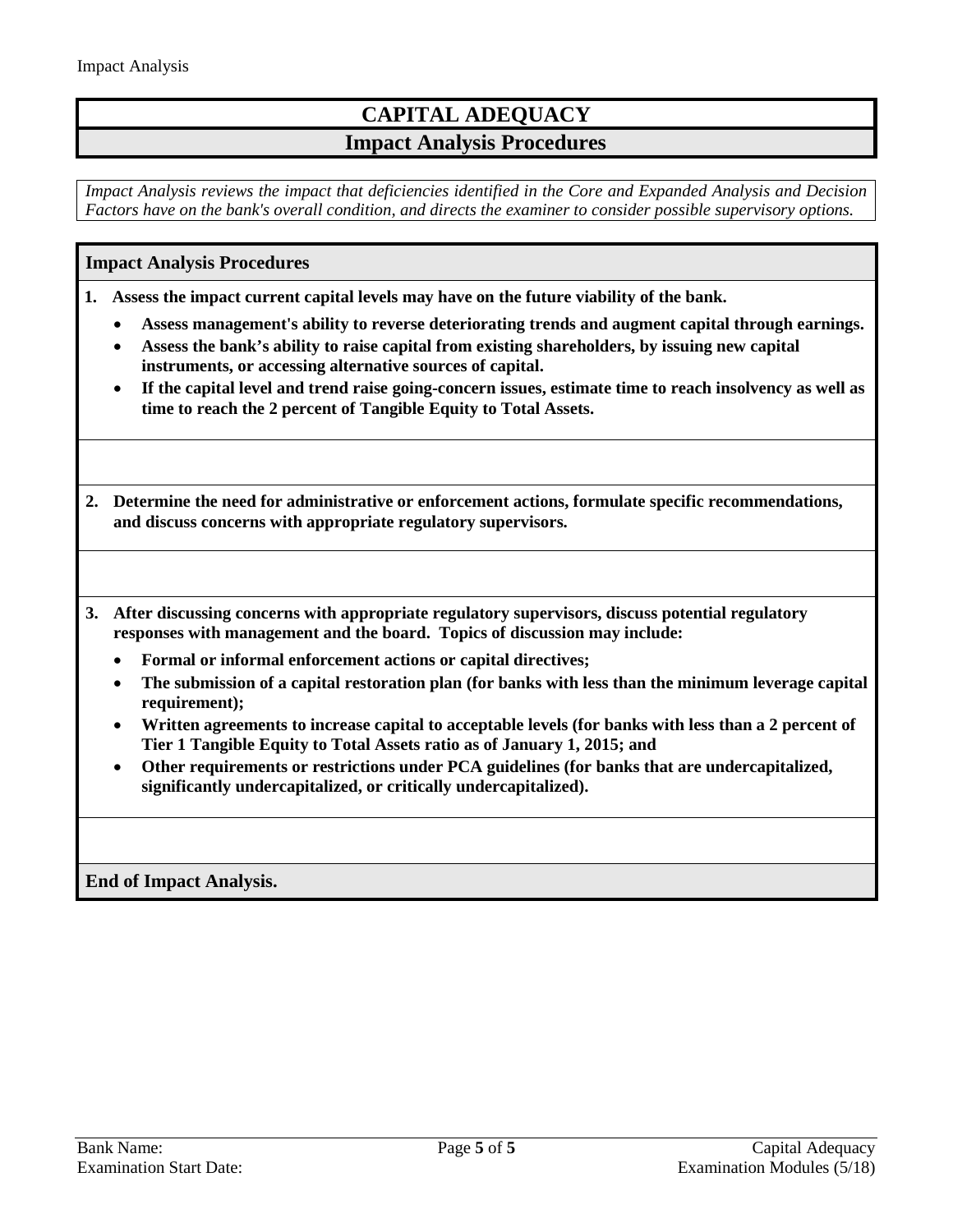# CAPITAL ADEQUACY

## Impact Analysis Procedures

*Impact Analysis reviews the impact that deficiencies identified in the Core and Expanded Analysis and Decision Factors have on the bank's overall condition, and directs the examiner to consider possible supervisory options.*

### Impact Analysis Procedures

**1. Assess the impact current capital levels may have on the future viability of the bank.**

- **Assess management's ability to reverse deteriorating trends and augment capital through earnings.**
- **Assess the bank's ability to raise capital from existing shareholders, by issuing new capital instruments, or accessing alternative sources of capital.**
- **If the capital level and trend raise going-concern issues, estimate time to reach insolvency as well as time to reach the 2 percent of Tangible Equity to Total Assets.**

**2. Determine the need for administrative or enforcement actions, formulate specific recommendations, and discuss concerns with appropriate regulatory supervisors.**

**3. After discussing concerns with appropriate regulatory supervisors, discuss potential regulatory responses with management and the board. Topics of discussion may include:**

- **Formal or informal enforcement actions or capital directives;**
- **The submission of a capital restoration plan (for banks with less than the minimum leverage capital requirement);**
- **Written agreements to increase capital to acceptable levels (for banks with less than a 2 percent of Tier 1 Tangible Equity to Total Assets ratio as of January 1, 2015; and**
- **Other requirements or restrictions under PCA guidelines (for banks that are undercapitalized, significantly undercapitalized, or critically undercapitalized).**

**End of Impact Analysis.**